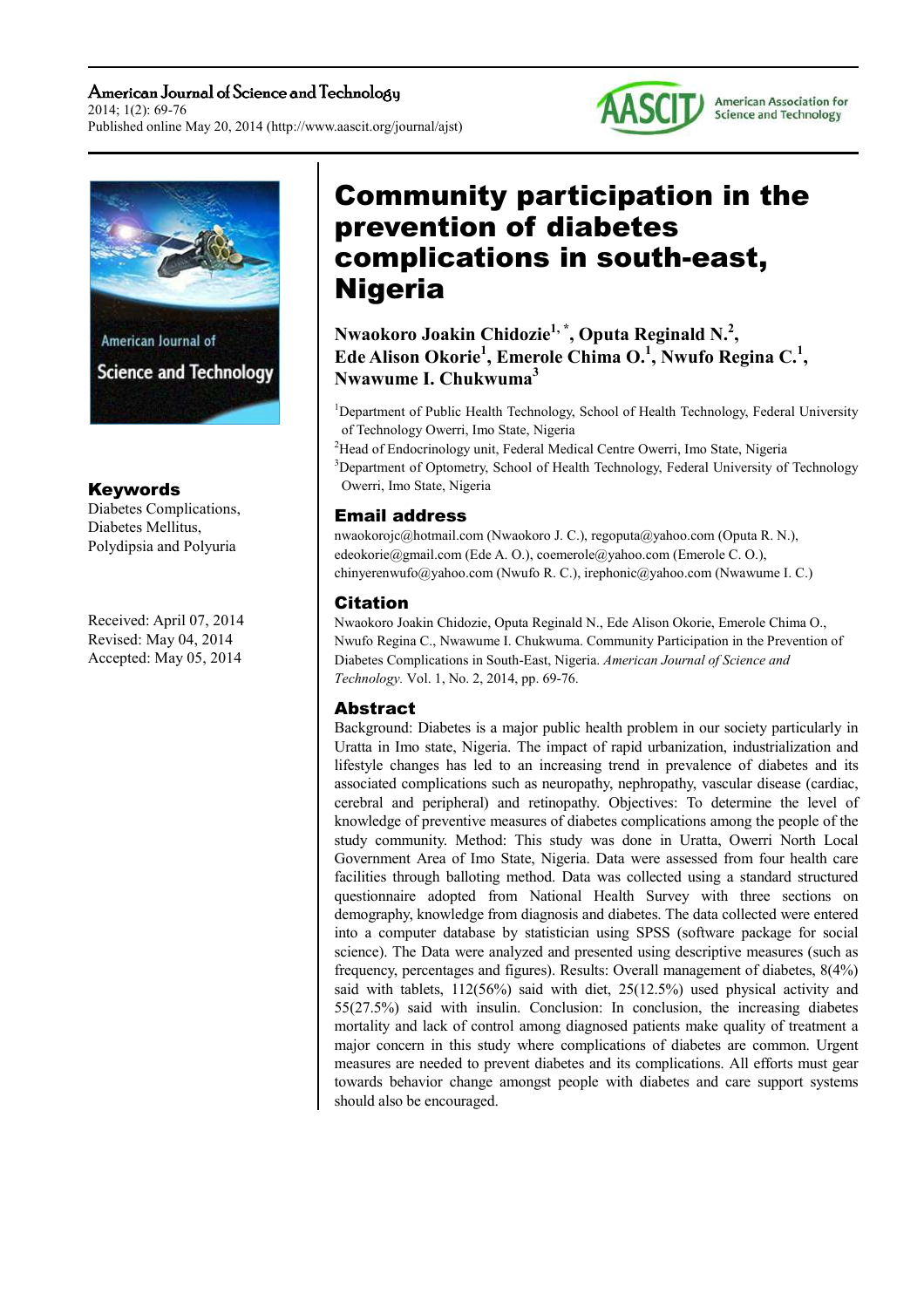# Community participation in the prevention of diabetes complications in south-east, Nigeria

**Nwaokoro Joakin Chidozie[1, *], Oputa Reginald N.[2], Ede Alison Okorie[1], Emerole Chima O.[1], Nwufo Regina C.[1], Nwawume I. Chukwuma[3]**

[1]Department of Public Health Technology, School of Health Technology, Federal University of Technology Owerri, Imo State, Nigeria

[2]Head of Endocrinology unit, Federal Medical Centre Owerri, Imo State, Nigeria

[3]Department of Optometry, School of Health Technology, Federal University of Technology Owerri, Imo State, Nigeria

## Email address

nwaokorojc@hotmail.com (Nwaokoro J. C.), regoputa@yahoo.com (Oputa R. N.), edeokorie@gmail.com (Ede A. O.), coemerole@yahoo.com (Emerole C. O.), chinyerenwufo@yahoo.com (Nwufo R. C.), irephonic@yahoo.com (Nwawume I. C.)

## Citation

Nwaokoro Joakin Chidozie, Oputa Reginald N., Ede Alison Okorie, Emerole Chima O., Nwufo Regina C., Nwawume I. Chukwuma. Community Participation in the Prevention of Diabetes Complications in South-East, Nigeria. *American Journal of Science and Technology.* Vol. 1, No. 2, 2014, pp. 69-76.

## Keywords

Diabetes Complications, Diabetes Mellitus, Polydipsia and Polyuria

Received: April 07, 2014
Revised: May 04, 2014
Accepted: May 05, 2014

## Abstract

Background: Diabetes is a major public health problem in our society particularly in Uratta in Imo state, Nigeria. The impact of rapid urbanization, industrialization and lifestyle changes has led to an increasing trend in prevalence of diabetes and its associated complications such as neuropathy, nephropathy, vascular disease (cardiac, cerebral and peripheral) and retinopathy. Objectives: To determine the level of knowledge of preventive measures of diabetes complications among the people of the study community. Method: This study was done in Uratta, Owerri North Local Government Area of Imo State, Nigeria. Data were assessed from four health care facilities through balloting method. Data was collected using a standard structured questionnaire adopted from National Health Survey with three sections on demography, knowledge from diagnosis and diabetes. The data collected were entered into a computer database by statistician using SPSS (software package for social science). The Data were analyzed and presented using descriptive measures (such as frequency, percentages and figures). Results: Overall management of diabetes, 8(4%) said with tablets, 112(56%) said with diet, 25(12.5%) used physical activity and 55(27.5%) said with insulin. Conclusion: In conclusion, the increasing diabetes mortality and lack of control among diagnosed patients make quality of treatment a major concern in this study where complications of diabetes are common. Urgent measures are needed to prevent diabetes and its complications. All efforts must gear towards behavior change amongst people with diabetes and care support systems should also be encouraged.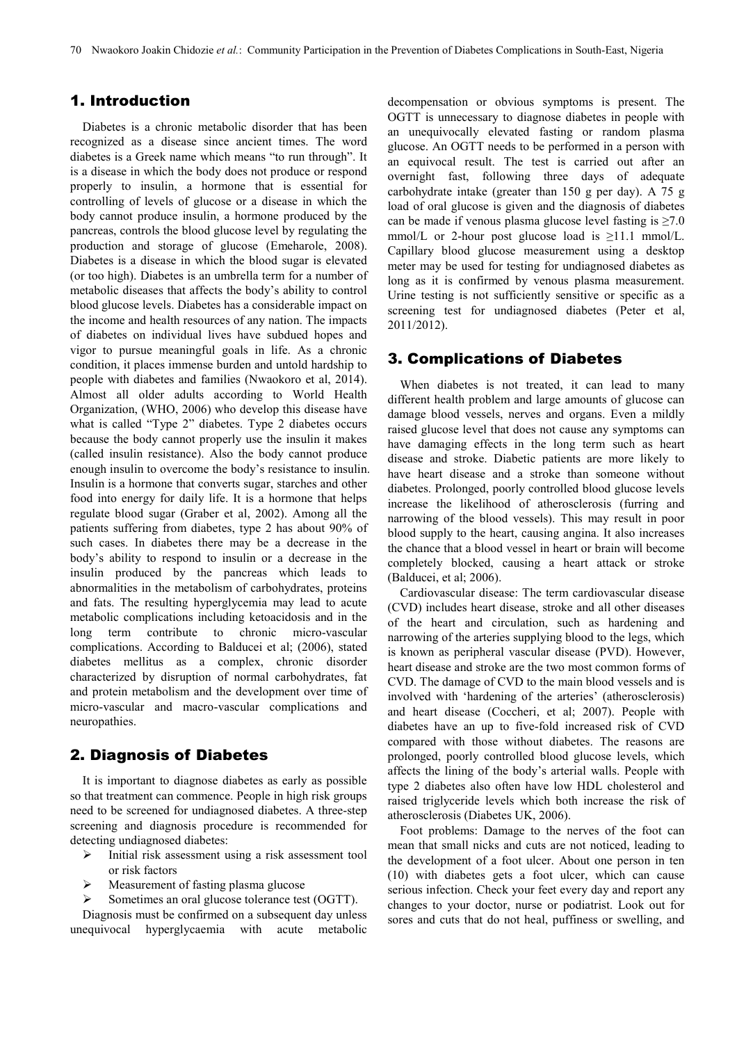## 1. Introduction

Diabetes is a chronic metabolic disorder that has been recognized as a disease since ancient times. The word diabetes is a Greek name which means "to run through". It is a disease in which the body does not produce or respond properly to insulin, a hormone that is essential for controlling of levels of glucose or a disease in which the body cannot produce insulin, a hormone produced by the pancreas, controls the blood glucose level by regulating the production and storage of glucose (Emeharole, 2008). Diabetes is a disease in which the blood sugar is elevated (or too high). Diabetes is an umbrella term for a number of metabolic diseases that affects the body's ability to control blood glucose levels. Diabetes has a considerable impact on the income and health resources of any nation. The impacts of diabetes on individual lives have subdued hopes and vigor to pursue meaningful goals in life. As a chronic condition, it places immense burden and untold hardship to people with diabetes and families (Nwaokoro et al, 2014). Almost all older adults according to World Health Organization, (WHO, 2006) who develop this disease have what is called "Type 2" diabetes. Type 2 diabetes occurs because the body cannot properly use the insulin it makes (called insulin resistance). Also the body cannot produce enough insulin to overcome the body's resistance to insulin. Insulin is a hormone that converts sugar, starches and other food into energy for daily life. It is a hormone that helps regulate blood sugar (Graber et al, 2002). Among all the patients suffering from diabetes, type 2 has about 90% of such cases. In diabetes there may be a decrease in the body's ability to respond to insulin or a decrease in the insulin produced by the pancreas which leads to abnormalities in the metabolism of carbohydrates, proteins and fats. The resulting hyperglycemia may lead to acute metabolic complications including ketoacidosis and in the long term contribute to chronic micro-vascular complications. According to Balducei et al; (2006), stated diabetes mellitus as a complex, chronic disorder characterized by disruption of normal carbohydrates, fat and protein metabolism and the development over time of micro-vascular and macro-vascular complications and neuropathies.

## 2. Diagnosis of Diabetes

It is important to diagnose diabetes as early as possible so that treatment can commence. People in high risk groups need to be screened for undiagnosed diabetes. A three-step screening and diagnosis procedure is recommended for detecting undiagnosed diabetes:

- Initial risk assessment using a risk assessment tool or risk factors
- Measurement of fasting plasma glucose
- Sometimes an oral glucose tolerance test (OGTT).

Diagnosis must be confirmed on a subsequent day unless unequivocal hyperglycaemia with acute metabolic decompensation or obvious symptoms is present. The OGTT is unnecessary to diagnose diabetes in people with an unequivocally elevated fasting or random plasma glucose. An OGTT needs to be performed in a person with an equivocal result. The test is carried out after an overnight fast, following three days of adequate carbohydrate intake (greater than 150 g per day). A 75 g load of oral glucose is given and the diagnosis of diabetes can be made if venous plasma glucose level fasting is $\geq 7.0$ mmol/L or 2-hour post glucose load is $\geq 11.1$ mmol/L. Capillary blood glucose measurement using a desktop meter may be used for testing for undiagnosed diabetes as long as it is confirmed by venous plasma measurement. Urine testing is not sufficiently sensitive or specific as a screening test for undiagnosed diabetes (Peter et al, 2011/2012).

## 3. Complications of Diabetes

When diabetes is not treated, it can lead to many different health problem and large amounts of glucose can damage blood vessels, nerves and organs. Even a mildly raised glucose level that does not cause any symptoms can have damaging effects in the long term such as heart disease and stroke. Diabetic patients are more likely to have heart disease and a stroke than someone without diabetes. Prolonged, poorly controlled blood glucose levels increase the likelihood of atherosclerosis (furring and narrowing of the blood vessels). This may result in poor blood supply to the heart, causing angina. It also increases the chance that a blood vessel in heart or brain will become completely blocked, causing a heart attack or stroke (Balducei, et al; 2006).

Cardiovascular disease: The term cardiovascular disease (CVD) includes heart disease, stroke and all other diseases of the heart and circulation, such as hardening and narrowing of the arteries supplying blood to the legs, which is known as peripheral vascular disease (PVD). However, heart disease and stroke are the two most common forms of CVD. The damage of CVD to the main blood vessels and is involved with 'hardening of the arteries' (atherosclerosis) and heart disease (Coccheri, et al; 2007). People with diabetes have an up to five-fold increased risk of CVD compared with those without diabetes. The reasons are prolonged, poorly controlled blood glucose levels, which affects the lining of the body's arterial walls. People with type 2 diabetes also often have low HDL cholesterol and raised triglyceride levels which both increase the risk of atherosclerosis (Diabetes UK, 2006).

Foot problems: Damage to the nerves of the foot can mean that small nicks and cuts are not noticed, leading to the development of a foot ulcer. About one person in ten (10) with diabetes gets a foot ulcer, which can cause serious infection. Check your feet every day and report any changes to your doctor, nurse or podiatrist. Look out for sores and cuts that do not heal, puffiness or swelling, and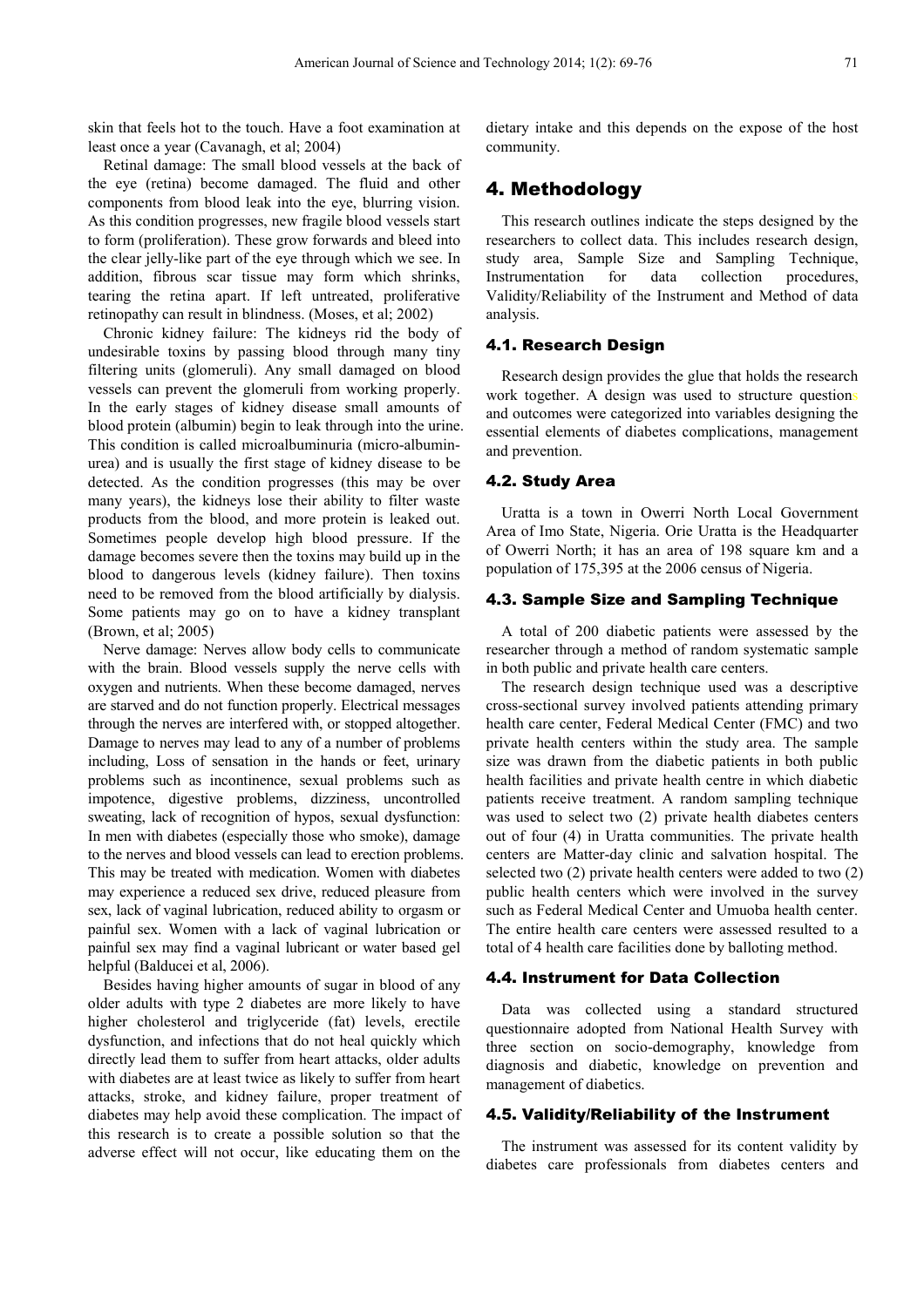skin that feels hot to the touch. Have a foot examination at least once a year (Cavanagh, et al; 2004)

Retinal damage: The small blood vessels at the back of the eye (retina) become damaged. The fluid and other components from blood leak into the eye, blurring vision. As this condition progresses, new fragile blood vessels start to form (proliferation). These grow forwards and bleed into the clear jelly-like part of the eye through which we see. In addition, fibrous scar tissue may form which shrinks, tearing the retina apart. If left untreated, proliferative retinopathy can result in blindness. (Moses, et al; 2002)

Chronic kidney failure: The kidneys rid the body of undesirable toxins by passing blood through many tiny filtering units (glomeruli). Any small damaged on blood vessels can prevent the glomeruli from working properly. In the early stages of kidney disease small amounts of blood protein (albumin) begin to leak through into the urine. This condition is called microalbuminuria (micro-albumin-urea) and is usually the first stage of kidney disease to be detected. As the condition progresses (this may be over many years), the kidneys lose their ability to filter waste products from the blood, and more protein is leaked out. Sometimes people develop high blood pressure. If the damage becomes severe then the toxins may build up in the blood to dangerous levels (kidney failure). Then toxins need to be removed from the blood artificially by dialysis. Some patients may go on to have a kidney transplant (Brown, et al; 2005)

Nerve damage: Nerves allow body cells to communicate with the brain. Blood vessels supply the nerve cells with oxygen and nutrients. When these become damaged, nerves are starved and do not function properly. Electrical messages through the nerves are interfered with, or stopped altogether. Damage to nerves may lead to any of a number of problems including, Loss of sensation in the hands or feet, urinary problems such as incontinence, sexual problems such as impotence, digestive problems, dizziness, uncontrolled sweating, lack of recognition of hypos, sexual dysfunction: In men with diabetes (especially those who smoke), damage to the nerves and blood vessels can lead to erection problems. This may be treated with medication. Women with diabetes may experience a reduced sex drive, reduced pleasure from sex, lack of vaginal lubrication, reduced ability to orgasm or painful sex. Women with a lack of vaginal lubrication or painful sex may find a vaginal lubricant or water based gel helpful (Balducei et al, 2006).

Besides having higher amounts of sugar in blood of any older adults with type 2 diabetes are more likely to have higher cholesterol and triglyceride (fat) levels, erectile dysfunction, and infections that do not heal quickly which directly lead them to suffer from heart attacks, older adults with diabetes are at least twice as likely to suffer from heart attacks, stroke, and kidney failure, proper treatment of diabetes may help avoid these complication. The impact of this research is to create a possible solution so that the adverse effect will not occur, like educating them on the dietary intake and this depends on the expose of the host community.

# 4. Methodology

This research outlines indicate the steps designed by the researchers to collect data. This includes research design, study area, Sample Size and Sampling Technique, Instrumentation for data collection procedures, Validity/Reliability of the Instrument and Method of data analysis.

## 4.1. Research Design

Research design provides the glue that holds the research work together. A design was used to structure questions and outcomes were categorized into variables designing the essential elements of diabetes complications, management and prevention.

## 4.2. Study Area

Uratta is a town in Owerri North Local Government Area of Imo State, Nigeria. Orie Uratta is the Headquarter of Owerri North; it has an area of 198 square km and a population of 175,395 at the 2006 census of Nigeria.

## 4.3. Sample Size and Sampling Technique

A total of 200 diabetic patients were assessed by the researcher through a method of random systematic sample in both public and private health care centers.

The research design technique used was a descriptive cross-sectional survey involved patients attending primary health care center, Federal Medical Center (FMC) and two private health centers within the study area. The sample size was drawn from the diabetic patients in both public health facilities and private health centre in which diabetic patients receive treatment. A random sampling technique was used to select two (2) private health diabetes centers out of four (4) in Uratta communities. The private health centers are Matter-day clinic and salvation hospital. The selected two (2) private health centers were added to two (2) public health centers which were involved in the survey such as Federal Medical Center and Umuoba health center. The entire health care centers were assessed resulted to a total of 4 health care facilities done by balloting method.

## 4.4. Instrument for Data Collection

Data was collected using a standard structured questionnaire adopted from National Health Survey with three section on socio-demography, knowledge from diagnosis and diabetic, knowledge on prevention and management of diabetics.

## 4.5. Validity/Reliability of the Instrument

The instrument was assessed for its content validity by diabetes care professionals from diabetes centers and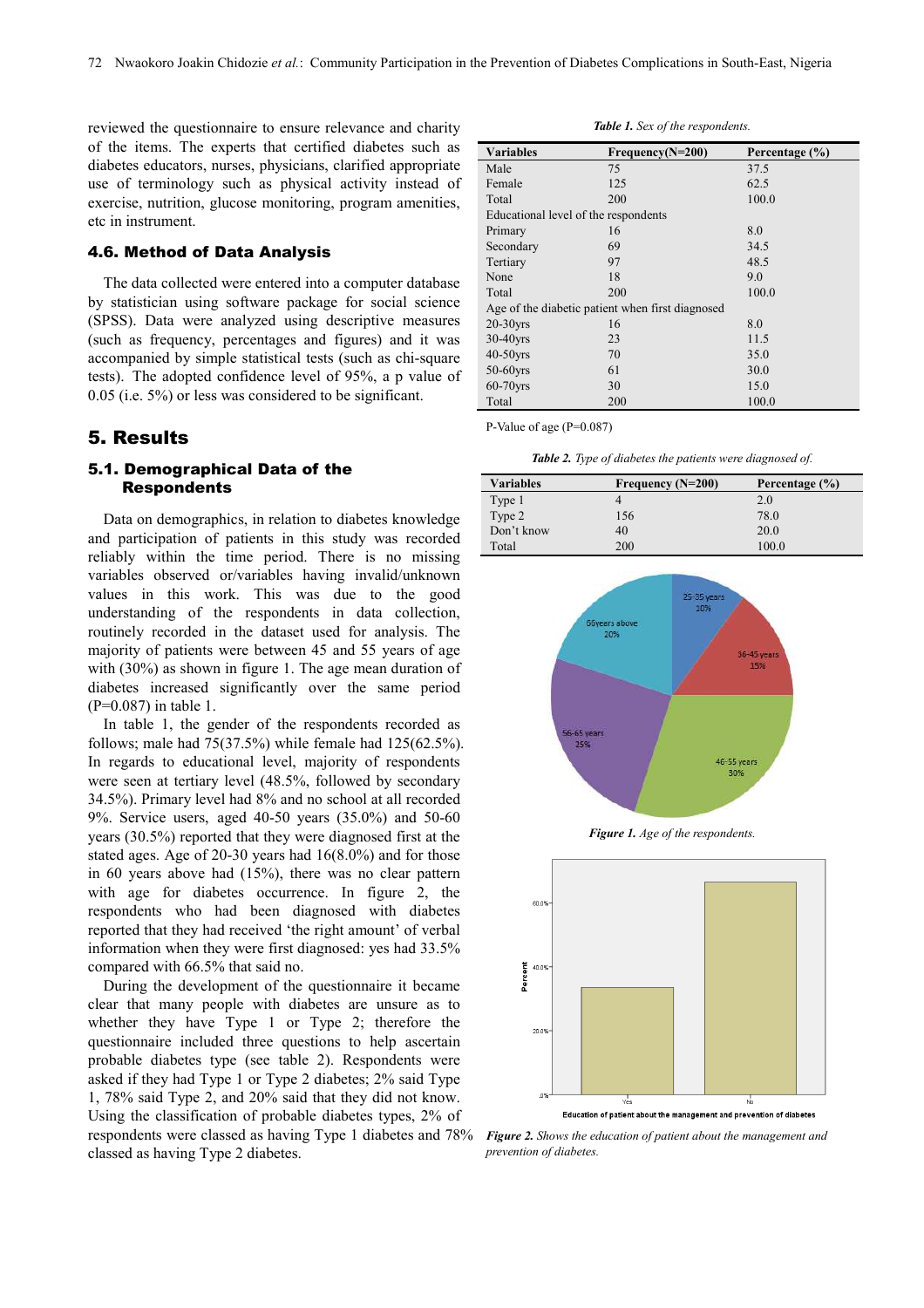reviewed the questionnaire to ensure relevance and charity of the items. The experts that certified diabetes such as diabetes educators, nurses, physicians, clarified appropriate use of terminology such as physical activity instead of exercise, nutrition, glucose monitoring, program amenities, etc in instrument.

### 4.6. Method of Data Analysis

The data collected were entered into a computer database by statistician using software package for social science (SPSS). Data were analyzed using descriptive measures (such as frequency, percentages and figures) and it was accompanied by simple statistical tests (such as chi-square tests). The adopted confidence level of 95%, a p value of 0.05 (i.e. 5%) or less was considered to be significant.

## 5. Results

### 5.1. Demographical Data of the Respondents

Data on demographics, in relation to diabetes knowledge and participation of patients in this study was recorded reliably within the time period. There is no missing variables observed or/variables having invalid/unknown values in this work. This was due to the good understanding of the respondents in data collection, routinely recorded in the dataset used for analysis. The majority of patients were between 45 and 55 years of age with (30%) as shown in figure 1. The age mean duration of diabetes increased significantly over the same period (P=0.087) in table 1.

In table 1, the gender of the respondents recorded as follows; male had 75(37.5%) while female had 125(62.5%). In regards to educational level, majority of respondents were seen at tertiary level (48.5%, followed by secondary 34.5%). Primary level had 8% and no school at all recorded 9%. Service users, aged 40-50 years (35.0%) and 50-60 years (30.5%) reported that they were diagnosed first at the stated ages. Age of 20-30 years had 16(8.0%) and for those in 60 years above had (15%), there was no clear pattern with age for diabetes occurrence. In figure 2, the respondents who had been diagnosed with diabetes reported that they had received 'the right amount' of verbal information when they were first diagnosed: yes had 33.5% compared with 66.5% that said no.

During the development of the questionnaire it became clear that many people with diabetes are unsure as to whether they have Type 1 or Type 2; therefore the questionnaire included three questions to help ascertain probable diabetes type (see table 2). Respondents were asked if they had Type 1 or Type 2 diabetes; 2% said Type 1, 78% said Type 2, and 20% said that they did not know. Using the classification of probable diabetes types, 2% of respondents were classed as having Type 1 diabetes and 78% classed as having Type 2 diabetes.

*Table 1. Sex of the respondents.*

| Variables | Frequency(N=200) | Percentage (%) |
|---|---|---|
| Male | 75 | 37.5 |
| Female | 125 | 62.5 |
| Total | 200 | 100.0 |
| Educational level of the respondents | | |
| Primary | 16 | 8.0 |
| Secondary | 69 | 34.5 |
| Tertiary | 97 | 48.5 |
| None | 18 | 9.0 |
| Total | 200 | 100.0 |
| Age of the diabetic patient when first diagnosed | | |
| 20-30yrs | 16 | 8.0 |
| 30-40yrs | 23 | 11.5 |
| 40-50yrs | 70 | 35.0 |
| 50-60yrs | 61 | 30.0 |
| 60-70yrs | 30 | 15.0 |
| Total | 200 | 100.0 |

P-Value of age (P=0.087)

*Table 2. Type of diabetes the patients were diagnosed of.*

| Variables | Frequency (N=200) | Percentage (%) |
|---|---|---|
| Type 1 | 4 | 2.0 |
| Type 2 | 156 | 78.0 |
| Don't know | 40 | 20.0 |
| Total | 200 | 100.0 |

*Figure 1. Age of the respondents.*

*Figure 2. Shows the education of patient about the management and prevention of diabetes.*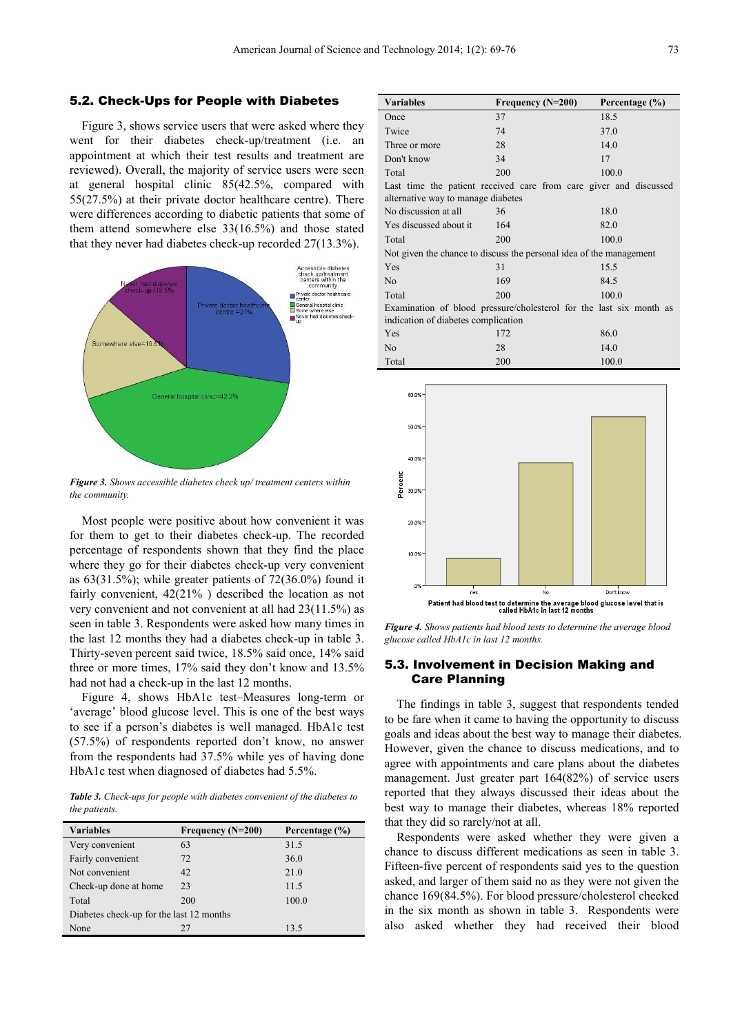### 5.2. Check-Ups for People with Diabetes

Figure 3, shows service users that were asked where they went for their diabetes check-up/treatment (i.e. an appointment at which their test results and treatment are reviewed). Overall, the majority of service users were seen at general hospital clinic 85(42.5%, compared with 55(27.5%) at their private doctor healthcare centre). There were differences according to diabetic patients that some of them attend somewhere else 33(16.5%) and those stated that they never had diabetes check-up recorded 27(13.3%).

***Figure 3.*** *Shows accessible diabetes check up/ treatment centers within the community.*

Most people were positive about how convenient it was for them to get to their diabetes check-up. The recorded percentage of respondents shown that they find the place where they go for their diabetes check-up very convenient was as 63(31.5%); while greater patients of 72(36.0%) found it fairly convenient, 42(21% ) described the location as not very convenient and not convenient at all had 23(11.5%) as seen in table 3. Respondents were asked how many times in the last 12 months they had a diabetes check-up in table 3. Thirty-seven percent said twice, 18.5% said once, 14% said three or more times, 17% said they don't know and 13.5% had not had a check-up in the last 12 months.

Figure 4, shows HbA1c test–Measures long-term or 'average' blood glucose level. This is one of the best ways to see if a person's diabetes is well managed. HbA1c test (57.5%) of respondents reported don't know, no answer from the respondents had 37.5% while yes of having done HbA1c test when diagnosed of diabetes had 5.5%.

***Table 3.*** *Check-ups for people with diabetes convenient of the diabetes to the patients.*

| Variables | Frequency (N=200) | Percentage (%) |
|---|---|---|
| Very convenient | 63 | 31.5 |
| Fairly convenient | 72 | 36.0 |
| Not convenient | 42 | 21.0 |
| Check-up done at home | 23 | 11.5 |
| Total | 200 | 100.0 |
| Diabetes check-up for the last 12 months | | |
| None | 27 | 13.5 |
| Once | 37 | 18.5 |
| Twice | 74 | 37.0 |
| Three or more | 28 | 14.0 |
| Don't know | 34 | 17 |
| Total | 200 | 100.0 |
| Last time the patient received care from care giver and discussed alternative way to manage diabetes | | |
| No discussion at all | 36 | 18.0 |
| Yes discussed about it | 164 | 82.0 |
| Total | 200 | 100.0 |
| Not given the chance to discuss the personal idea of the management | | |
| Yes | 31 | 15.5 |
| No | 169 | 84.5 |
| Total | 200 | 100.0 |
| Examination of blood pressure/cholesterol for the last six month as indication of diabetes complication | | |
| Yes | 172 | 86.0 |
| No | 28 | 14.0 |
| Total | 200 | 100.0 |

***Figure 4.*** *Shows patients had blood tests to determine the average blood glucose called HbA1c in last 12 months.*

### 5.3. Involvement in Decision Making and Care Planning

The findings in table 3, suggest that respondents tended to be fare when it came to having the opportunity to discuss goals and ideas about the best way to manage their diabetes. However, given the chance to discuss medications, and to agree with appointments and care plans about the diabetes management. Just greater part 164(82%) of service users reported that they always discussed their ideas about the best way to manage their diabetes, whereas 18% reported that they did so rarely/not at all.

Respondents were asked whether they were given a chance to discuss different medications as seen in table 3. Fifteen-five percent of respondents said yes to the question asked, and larger of them said no as they were not given the chance 169(84.5%). For blood pressure/cholesterol checked in the six month as shown in table 3. Respondents were also asked whether they had received their blood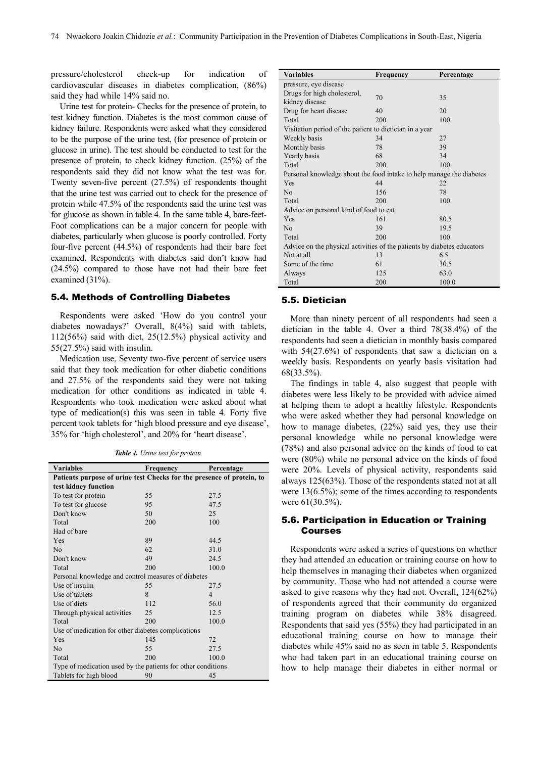pressure/cholesterol check-up for indication of cardiovascular diseases in diabetes complication, (86%) said they had while 14% said no.

Urine test for protein- Checks for the presence of protein, to test kidney function. Diabetes is the most common cause of kidney failure. Respondents were asked what they considered to be the purpose of the urine test, (for presence of protein or glucose in urine). The test should be conducted to test for the presence of protein, to check kidney function. (25%) of the respondents said they did not know what the test was for. Twenty seven-five percent (27.5%) of respondents thought that the urine test was carried out to check for the presence of protein while 47.5% of the respondents said the urine test was for glucose as shown in table 4. In the same table 4, bare-feet- Foot complications can be a major concern for people with diabetes, particularly when glucose is poorly controlled. Forty four-five percent (44.5%) of respondents had their bare feet examined. Respondents with diabetes said don't know had (24.5%) compared to those have not had their bare feet examined (31%).

### 5.4. Methods of Controlling Diabetes

Respondents were asked 'How do you control your diabetes nowadays?' Overall, 8(4%) said with tablets, 112(56%) said with diet, 25(12.5%) physical activity and 55(27.5%) said with insulin.

Medication use, Seventy two-five percent of service users said that they took medication for other diabetic conditions and 27.5% of the respondents said they were not taking medication for other conditions as indicated in table 4. Respondents who took medication were asked about what type of medication(s) this was seen in table 4. Forty five percent took tablets for 'high blood pressure and eye disease', 35% for 'high cholesterol', and 20% for 'heart disease'.

*Table 4. Urine test for protein.*

| Variables | Frequency | Percentage |
|---|---|---|
| **Patients purpose of urine test Checks for the presence of protein, to test kidney function** | | |
| To test for protein | 55 | 27.5 |
| To test for glucose | 95 | 47.5 |
| Don't know | 50 | 25 |
| Total | 200 | 100 |
| Had of bare | | |
| Yes | 89 | 44.5 |
| No | 62 | 31.0 |
| Don't know | 49 | 24.5 |
| Total | 200 | 100.0 |
| Personal knowledge and control measures of diabetes | | |
| Use of insulin | 55 | 27.5 |
| Use of tablets | 8 | 4 |
| Use of diets | 112 | 56.0 |
| Through physical activities | 25 | 12.5 |
| Total | 200 | 100.0 |
| Use of medication for other diabetes complications | | |
| Yes | 145 | 72 |
| No | 55 | 27.5 |
| Total | 200 | 100.0 |
| Type of medication used by the patients for other conditions | | |
| Tablets for high blood pressure, eye disease | 90 | 45 |
| Drugs for high cholesterol, kidney disease | 70 | 35 |
| Drug for heart disease | 40 | 20 |
| Total | 200 | 100 |
| Visitation period of the patient to dietician in a year | | |
| Weekly basis | 34 | 27 |
| Monthly basis | 78 | 39 |
| Yearly basis | 68 | 34 |
| Total | 200 | 100 |
| Personal knowledge about the food intake to help manage the diabetes | | |
| Yes | 44 | 22 |
| No | 156 | 78 |
| Total | 200 | 100 |
| Advice on personal kind of food to eat | | |
| Yes | 161 | 80.5 |
| No | 39 | 19.5 |
| Total | 200 | 100 |
| Advice on the physical activities of the patients by diabetes educators | | |
| Not at all | 13 | 6.5 |
| Some of the time | 61 | 30.5 |
| Always | 125 | 63.0 |
| Total | 200 | 100.0 |

### 5.5. Dietician

More than ninety percent of all respondents had seen a dietician in the table 4. Over a third 78(38.4%) of the respondents had seen a dietician in monthly basis compared with 54(27.6%) of respondents that saw a dietician on a weekly basis. Respondents on yearly basis visitation had 68(33.5%).

The findings in table 4, also suggest that people with diabetes were less likely to be provided with advice aimed at helping them to adopt a healthy lifestyle. Respondents who were asked whether they had personal knowledge on how to manage diabetes, (22%) said yes, they use their personal knowledge while no personal knowledge were (78%) and also personal advice on the kinds of food to eat were (80%) while no personal advice on the kinds of food were 20%. Levels of physical activity, respondents said always 125(63%). Those of the respondents stated not at all were 13(6.5%); some of the times according to respondents were 61(30.5%).

### 5.6. Participation in Education or Training Courses

Respondents were asked a series of questions on whether they had attended an education or training course on how to help themselves in managing their diabetes when organized by community. Those who had not attended a course were asked to give reasons why they had not. Overall, 124(62%) of respondents agreed that their community do organized training program on diabetes while 38% disagreed. Respondents that said yes (55%) they had participated in an educational training course on how to manage their diabetes while 45% said no as seen in table 5. Respondents who had taken part in an educational training course on how to help manage their diabetes in either normal or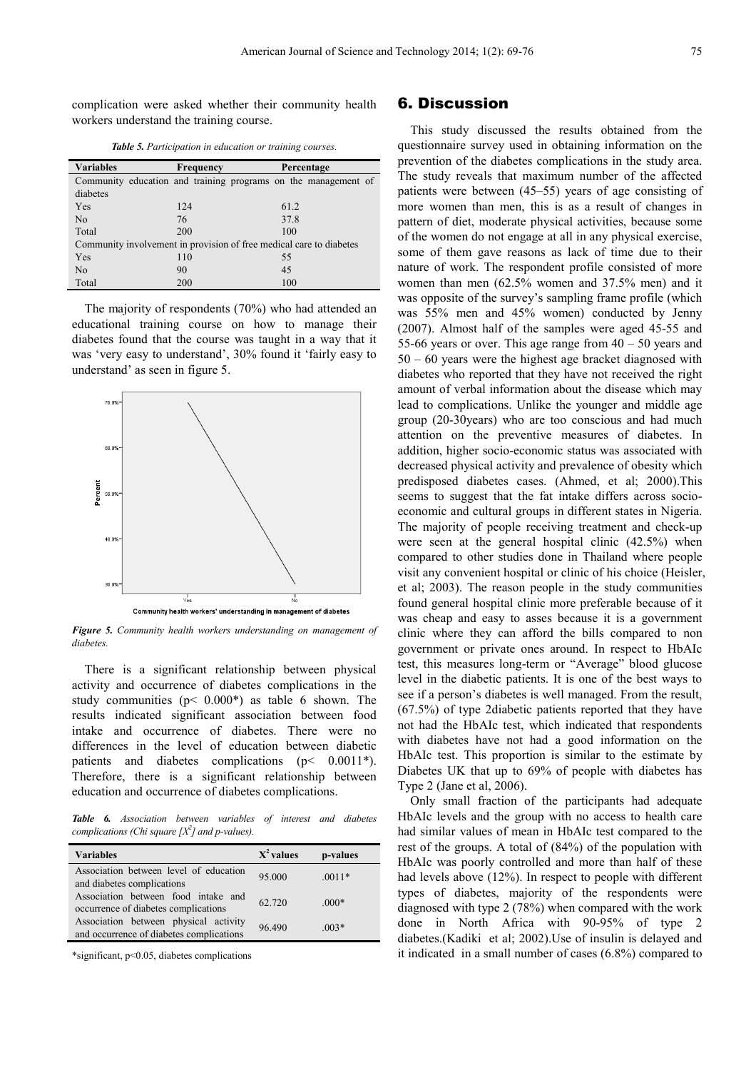complication were asked whether their community health workers understand the training course.

*Table 5. Participation in education or training courses.*

| Variables | Frequency | Percentage |
|---|---|---|
| Community education and training programs on the management of diabetes | | |
| Yes | 124 | 61.2 |
| No | 76 | 37.8 |
| Total | 200 | 100 |
| Community involvement in provision of free medical care to diabetes | | |
| Yes | 110 | 55 |
| No | 90 | 45 |
| Total | 200 | 100 |

The majority of respondents (70%) who had attended an educational training course on how to manage their diabetes found that the course was taught in a way that it was 'very easy to understand', 30% found it 'fairly easy to understand' as seen in figure 5.

*Figure 5. Community health workers understanding on management of diabetes.*

There is a significant relationship between physical activity and occurrence of diabetes complications in the study communities ($p < 0.000$*) as table 6 shown. The results indicated significant association between food intake and occurrence of diabetes. There were no differences in the level of education between diabetic patients and diabetes complications ($p < 0.0011$*). Therefore, there is a significant relationship between education and occurrence of diabetes complications.

*Table 6. Association between variables of interest and diabetes complications (Chi square [$X^2$] and p-values).*

| Variables | $X^2$ values | p-values |
|---|---|---|
| Association between level of education and diabetes complications | 95.000 | .0011* |
| Association between food intake and occurrence of diabetes complications | 62.720 | .000* |
| Association between physical activity and occurrence of diabetes complications | 96.490 | .003* |

*significant, p<0.05, diabetes complications

# 6. Discussion

This study discussed the results obtained from the questionnaire survey used in obtaining information on the prevention of the diabetes complications in the study area. The study reveals that maximum number of the affected patients were between (45–55) years of age consisting of more women than men, this is as a result of changes in pattern of diet, moderate physical activities, because some of the women do not engage at all in any physical exercise, some of them gave reasons as lack of time due to their nature of work. The respondent profile consisted of more women than men (62.5% women and 37.5% men) and it was opposite of the survey's sampling frame profile (which was 55% men and 45% women) conducted by Jenny (2007). Almost half of the samples were aged 45-55 and 55-66 years or over. This age range from 40 – 50 years and 50 – 60 years were the highest age bracket diagnosed with diabetes who reported that they have not received the right amount of verbal information about the disease which may lead to complications. Unlike the younger and middle age group (20-30years) who are too conscious and had much attention on the preventive measures of diabetes. In addition, higher socio-economic status was associated with decreased physical activity and prevalence of obesity which predisposed diabetes cases. (Ahmed, et al; 2000).This seems to suggest that the fat intake differs across socio-economic and cultural groups in different states in Nigeria. The majority of people receiving treatment and check-up were seen at the general hospital clinic (42.5%) when compared to other studies done in Thailand where people visit any convenient hospital or clinic of his choice (Heisler, et al; 2003). The reason people in the study communities found general hospital clinic more preferable because of it was cheap and easy to asses because it is a government clinic where they can afford the bills compared to non government or private ones around. In respect to HbAIc test, this measures long-term or "Average" blood glucose level in the diabetic patients. It is one of the best ways to see if a person's diabetes is well managed. From the result, (67.5%) of type 2diabetic patients reported that they have not had the HbAIc test, which indicated that respondents with diabetes have not had a good information on the HbAIc test. This proportion is similar to the estimate by Diabetes UK that up to 69% of people with diabetes has Type 2 (Jane et al, 2006).

Only small fraction of the participants had adequate HbAIc levels and the group with no access to health care had similar values of mean in HbAIc test compared to the rest of the groups. A total of (84%) of the population with HbAIc was poorly controlled and more than half of these had levels above (12%). In respect to people with different types of diabetes, majority of the respondents were diagnosed with type 2 (78%) when compared with the work done in North Africa with 90-95% of type 2 diabetes.(Kadiki et al; 2002).Use of insulin is delayed and it indicated in a small number of cases (6.8%) compared to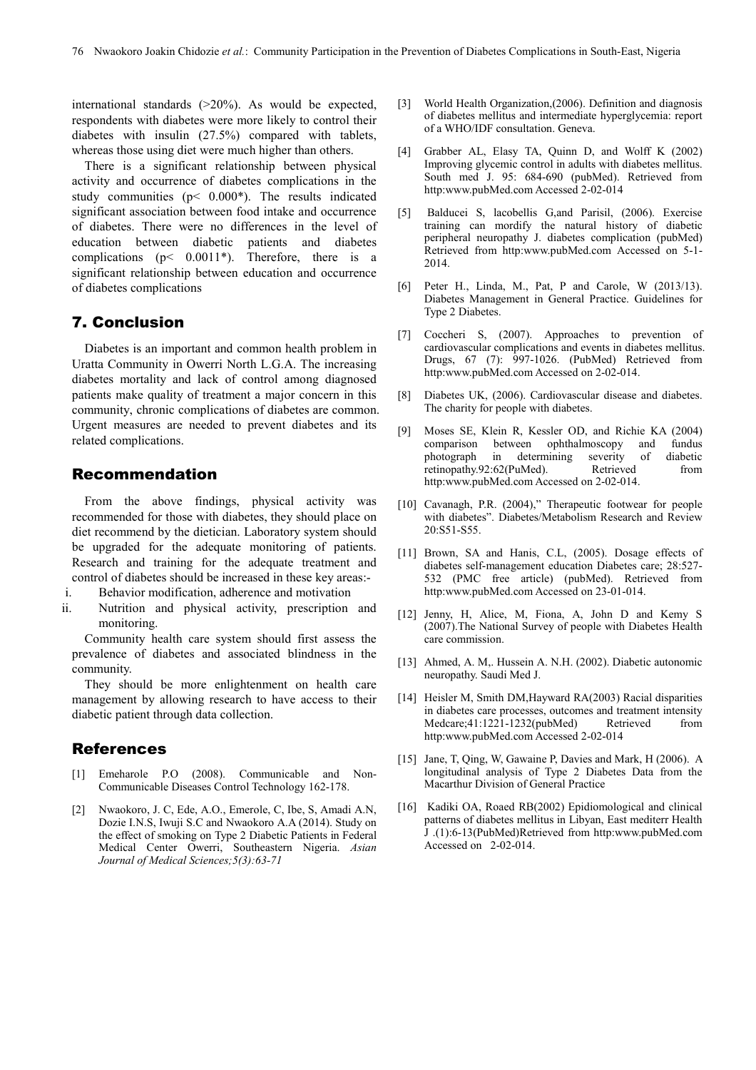international standards (>20%). As would be expected, respondents with diabetes were more likely to control their diabetes with insulin (27.5%) compared with tablets, whereas those using diet were much higher than others.

There is a significant relationship between physical activity and occurrence of diabetes complications in the study communities ($p < 0.000*$). The results indicated significant association between food intake and occurrence of diabetes. There were no differences in the level of education between diabetic patients and diabetes complications ($p < 0.0011*$). Therefore, there is a significant relationship between education and occurrence of diabetes complications

## 7. Conclusion

Diabetes is an important and common health problem in Uratta Community in Owerri North L.G.A. The increasing diabetes mortality and lack of control among diagnosed patients make quality of treatment a major concern in this community, chronic complications of diabetes are common. Urgent measures are needed to prevent diabetes and its related complications.

## Recommendation

From the above findings, physical activity was recommended for those with diabetes, they should place on diet recommend by the dietician. Laboratory system should be upgraded for the adequate monitoring of patients. Research and training for the adequate treatment and control of diabetes should be increased in these key areas:-

i. Behavior modification, adherence and motivation
ii. Nutrition and physical activity, prescription and monitoring.

Community health care system should first assess the prevalence of diabetes and associated blindness in the community.

They should be more enlightenment on health care management by allowing research to have access to their diabetic patient through data collection.

## References

[1] Emeharole P.O (2008). Communicable and Non-Communicable Diseases Control Technology 162-178.

[2] Nwaokoro, J. C, Ede, A.O., Emerole, C, Ibe, S, Amadi A.N, Dozie I.N.S, Iwuji S.C and Nwaokoro A.A (2014). Study on the effect of smoking on Type 2 Diabetic Patients in Federal Medical Center Owerri, Southeastern Nigeria. *Asian Journal of Medical Sciences;5(3):63-71*

[3] World Health Organization,(2006). Definition and diagnosis of diabetes mellitus and intermediate hyperglycemia: report of a WHO/IDF consultation. Geneva.

[4] Grabber AL, Elasy TA, Quinn D, and Wolff K (2002) Improving glycemic control in adults with diabetes mellitus. South med J. 95: 684-690 (pubMed). Retrieved from http:www.pubMed.com Accessed 2-02-014

[5] Balducei S, lacobellis G,and Parisil, (2006). Exercise training can mordify the natural history of diabetic peripheral neuropathy J. diabetes complication (pubMed) Retrieved from http:www.pubMed.com Accessed on 5-1-2014.

[6] Peter H., Linda, M., Pat, P and Carole, W (2013/13). Diabetes Management in General Practice. Guidelines for Type 2 Diabetes.

[7] Coccheri S, (2007). Approaches to prevention of cardiovascular complications and events in diabetes mellitus. Drugs, 67 (7): 997-1026. (PubMed) Retrieved from http:www.pubMed.com Accessed on 2-02-014.

[8] Diabetes UK, (2006). Cardiovascular disease and diabetes. The charity for people with diabetes.

[9] Moses SE, Klein R, Kessler OD, and Richie KA (2004) comparison between ophthalmoscopy and fundus photograph in determining severity of diabetic retinopathy.92:62(PuMed). Retrieved from http:www.pubMed.com Accessed on 2-02-014.

[10] Cavanagh, P.R. (2004)," Therapeutic footwear for people with diabetes". Diabetes/Metabolism Research and Review 20:S51-S55.

[11] Brown, SA and Hanis, C.L, (2005). Dosage effects of diabetes self-management education Diabetes care; 28:527-532 (PMC free article) (pubMed). Retrieved from http:www.pubMed.com Accessed on 23-01-014.

[12] Jenny, H, Alice, M, Fiona, A, John D and Kemy S (2007).The National Survey of people with Diabetes Health care commission.

[13] Ahmed, A. M,. Hussein A. N.H. (2002). Diabetic autonomic neuropathy. Saudi Med J.

[14] Heisler M, Smith DM,Hayward RA(2003) Racial disparities in diabetes care processes, outcomes and treatment intensity Medcare;41:1221-1232(pubMed) Retrieved from http:www.pubMed.com Accessed 2-02-014

[15] Jane, T, Qing, W, Gawaine P, Davies and Mark, H (2006). A longitudinal analysis of Type 2 Diabetes Data from the Macarthur Division of General Practice

[16] Kadiki OA, Roaed RB(2002) Epidiomological and clinical patterns of diabetes mellitus in Libyan, East mediterr Health J .(1):6-13(PubMed)Retrieved from http:www.pubMed.com Accessed on 2-02-014.